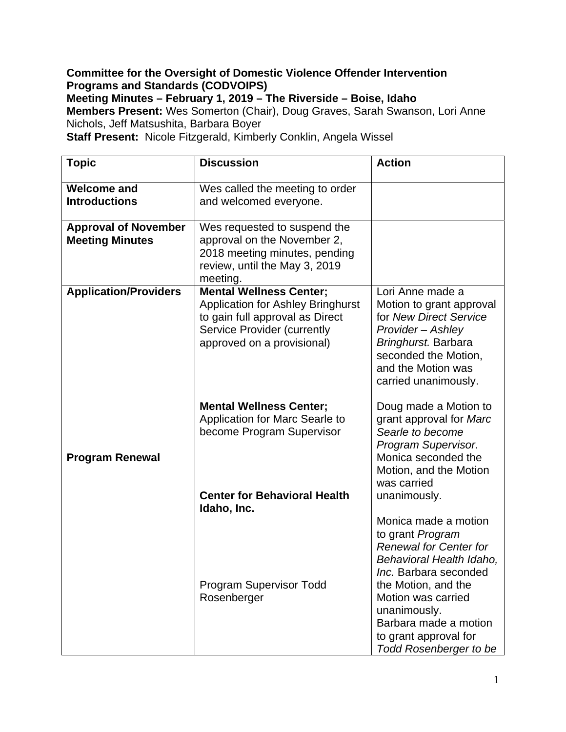**Committee for the Oversight of Domestic Violence Offender Intervention Programs and Standards (CODVOIPS)**
**Meeting Minutes – February 1, 2019 – The Riverside – Boise, Idaho**
**Members Present:** Wes Somerton (Chair), Doug Graves, Sarah Swanson, Lori Anne Nichols, Jeff Matsushita, Barbara Boyer
**Staff Present:** Nicole Fitzgerald, Kimberly Conklin, Angela Wissel

| Topic | Discussion | Action |
|---|---|---|
| **Welcome and Introductions** | Wes called the meeting to order and welcomed everyone. | |
| **Approval of November Meeting Minutes** | Wes requested to suspend the approval on the November 2, 2018 meeting minutes, pending review, until the May 3, 2019 meeting. | |
| **Application/Providers** | **Mental Wellness Center;** Application for Ashley Bringhurst to gain full approval as Direct Service Provider (currently approved on a provisional) | Lori Anne made a Motion to grant approval for *New Direct Service Provider – Ashley Bringhurst.* Barbara seconded the Motion, and the Motion was carried unanimously. |
| | **Mental Wellness Center;** Application for Marc Searle to become Program Supervisor | Doug made a Motion to grant approval for *Marc Searle to become Program Supervisor*. Monica seconded the Motion, and the Motion was carried unanimously. |
| **Program Renewal** | **Center for Behavioral Health Idaho, Inc.** | Monica made a motion to grant *Program Renewal for Center for Behavioral Health Idaho, Inc.* Barbara seconded the Motion, and the Motion was carried unanimously. |
| | Program Supervisor Todd Rosenberger | Barbara made a motion to grant approval for *Todd Rosenberger to be* |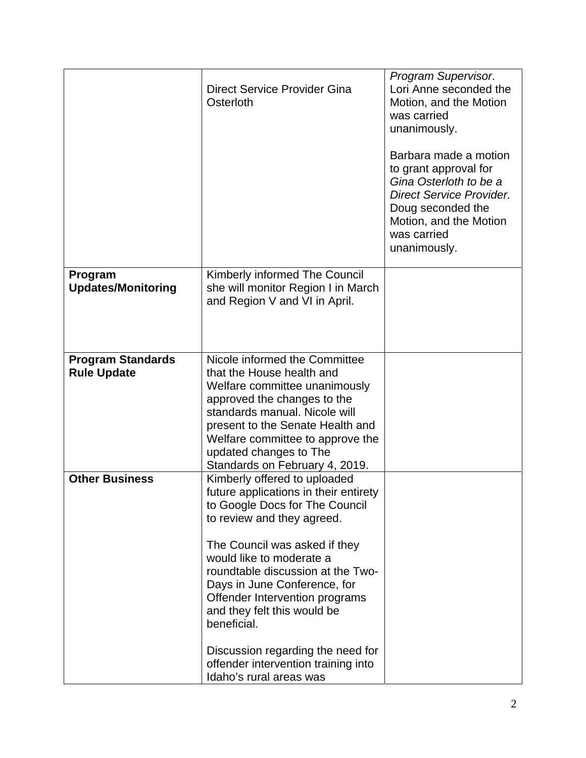| | | |
|---|---|---|
| | Direct Service Provider Gina Osterloth | *Program Supervisor*. Lori Anne seconded the Motion, and the Motion was carried unanimously.<br><br>Barbara made a motion to grant approval for *Gina Osterloth to be a Direct Service Provider.* Doug seconded the Motion, and the Motion was carried unanimously. |
| **Program Updates/Monitoring** | Kimberly informed The Council she will monitor Region I in March and Region V and VI in April. | |
| **Program Standards Rule Update** | Nicole informed the Committee that the House health and Welfare committee unanimously approved the changes to the standards manual. Nicole will present to the Senate Health and Welfare committee to approve the updated changes to The Standards on February 4, 2019. | |
| **Other Business** | Kimberly offered to uploaded future applications in their entirety to Google Docs for The Council to review and they agreed.<br><br>The Council was asked if they would like to moderate a roundtable discussion at the Two-Days in June Conference, for Offender Intervention programs and they felt this would be beneficial.<br><br>Discussion regarding the need for offender intervention training into Idaho's rural areas was | |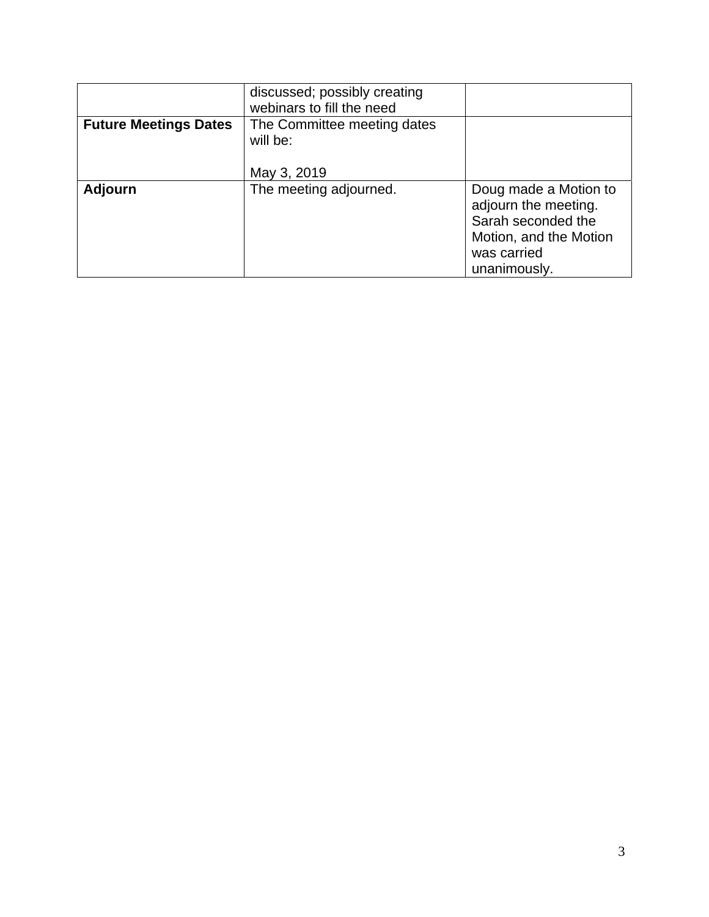| | | |
|---|---|---|
| | discussed; possibly creating webinars to fill the need | |
| **Future Meetings Dates** | The Committee meeting dates will be:<br><br>May 3, 2019 | |
| **Adjourn** | The meeting adjourned. | Doug made a Motion to adjourn the meeting. Sarah seconded the Motion, and the Motion was carried unanimously. |